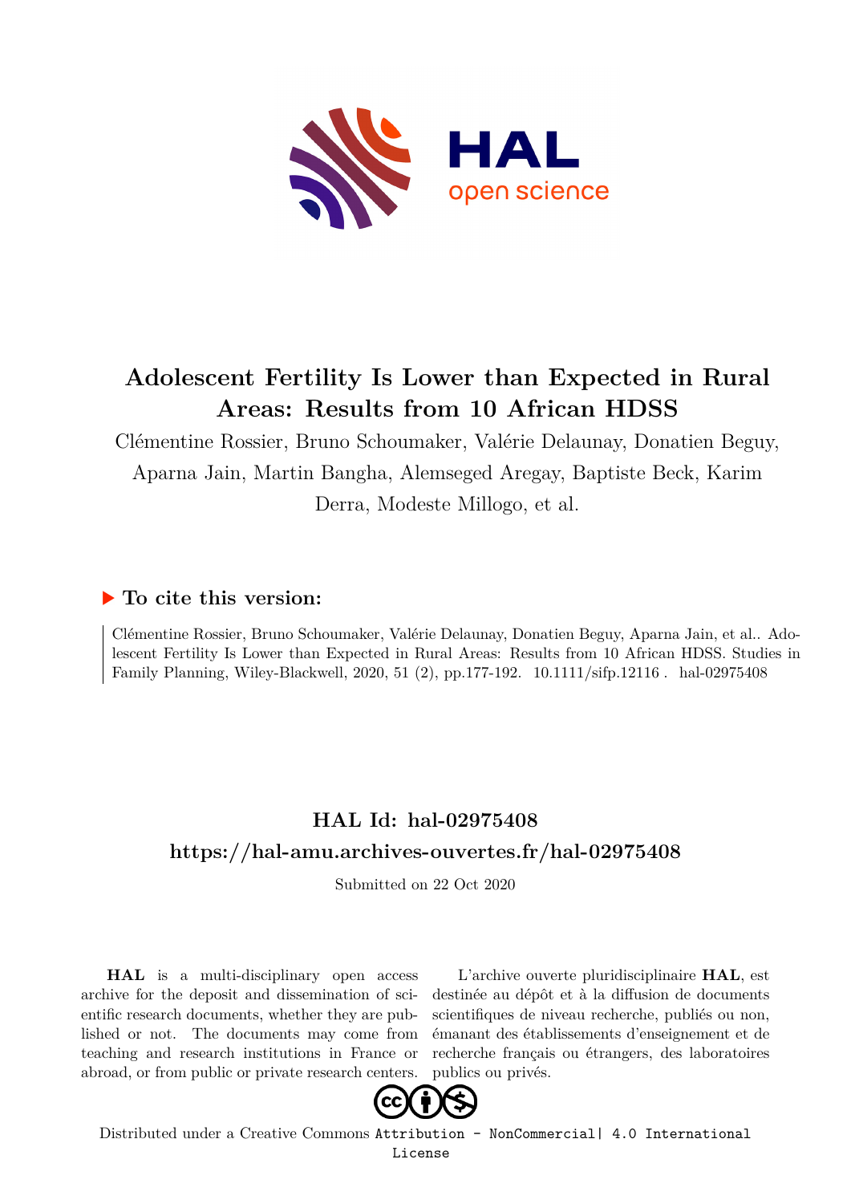# Adolescent Fertility Is Lower than Expected in Rural Areas: Results from 10 African HDSS

Clémentine Rossier, Bruno Schoumaker, Valérie Delaunay, Donatien Beguy, Aparna Jain, Martin Bangha, Alemseged Aregay, Baptiste Beck, Karim Derra, Modeste Millogo, et al.

## ▶ To cite this version:

Clémentine Rossier, Bruno Schoumaker, Valérie Delaunay, Donatien Beguy, Aparna Jain, et al.. Adolescent Fertility Is Lower than Expected in Rural Areas: Results from 10 African HDSS. Studies in Family Planning, Wiley-Blackwell, 2020, 51 (2), pp.177-192. 10.1111/sifp.12116 . hal-02975408

## HAL Id: hal-02975408

## https://hal-amu.archives-ouvertes.fr/hal-02975408

Submitted on 22 Oct 2020

**HAL** is a multi-disciplinary open access archive for the deposit and dissemination of scientific research documents, whether they are published or not. The documents may come from teaching and research institutions in France or abroad, or from public or private research centers.

L'archive ouverte pluridisciplinaire **HAL**, est destinée au dépôt et à la diffusion de documents scientifiques de niveau recherche, publiés ou non, émanant des établissements d'enseignement et de recherche français ou étrangers, des laboratoires publics ou privés.

Distributed under a Creative Commons Attribution - NonCommercial| 4.0 International License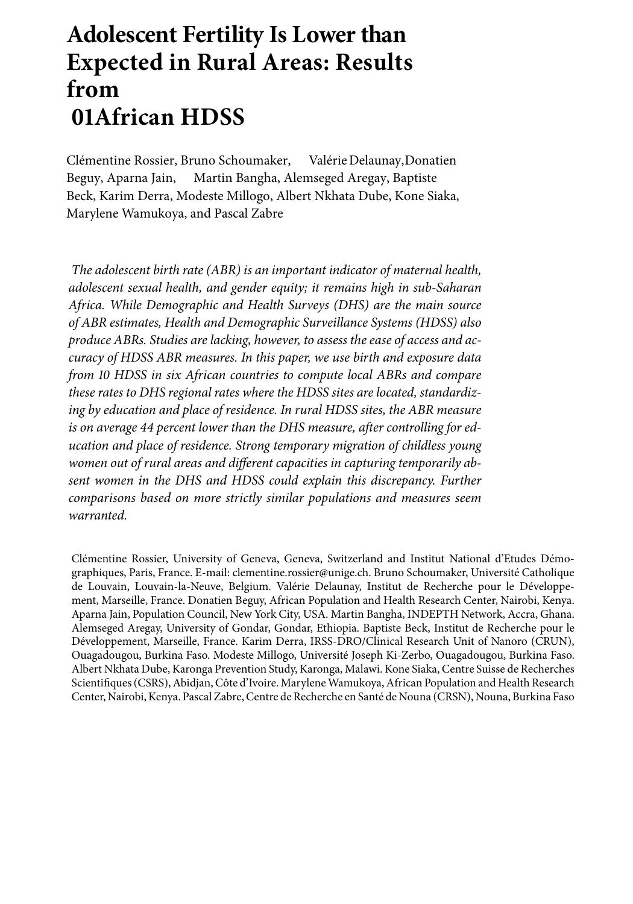# Adolescent Fertility Is Lower than Expected in Rural Areas: Results from 01African HDSS

Clémentine Rossier, Bruno Schoumaker, Valérie Delaunay, Donatien Beguy, Aparna Jain, Martin Bangha, Alemseged Aregay, Baptiste Beck, Karim Derra, Modeste Millogo, Albert Nkhata Dube, Kone Siaka, Marylene Wamukoya, and Pascal Zabre

*The adolescent birth rate (ABR) is an important indicator of maternal health, adolescent sexual health, and gender equity; it remains high in sub-Saharan Africa. While Demographic and Health Surveys (DHS) are the main source of ABR estimates, Health and Demographic Surveillance Systems (HDSS) also produce ABRs. Studies are lacking, however, to assess the ease of access and accuracy of HDSS ABR measures. In this paper, we use birth and exposure data from 10 HDSS in six African countries to compute local ABRs and compare these rates to DHS regional rates where the HDSS sites are located, standardizing by education and place of residence. In rural HDSS sites, the ABR measure is on average 44 percent lower than the DHS measure, after controlling for education and place of residence. Strong temporary migration of childless young women out of rural areas and different capacities in capturing temporarily absent women in the DHS and HDSS could explain this discrepancy. Further comparisons based on more strictly similar populations and measures seem warranted.*

Clémentine Rossier, University of Geneva, Geneva, Switzerland and Institut National d'Etudes Démographiques, Paris, France. E-mail: clementine.rossier@unige.ch. Bruno Schoumaker, Université Catholique de Louvain, Louvain-la-Neuve, Belgium. Valérie Delaunay, Institut de Recherche pour le Développement, Marseille, France. Donatien Beguy, African Population and Health Research Center, Nairobi, Kenya. Aparna Jain, Population Council, New York City, USA. Martin Bangha, INDEPTH Network, Accra, Ghana. Alemseged Aregay, University of Gondar, Gondar, Ethiopia. Baptiste Beck, Institut de Recherche pour le Développement, Marseille, France. Karim Derra, IRSS-DRO/Clinical Research Unit of Nanoro (CRUN), Ouagadougou, Burkina Faso. Modeste Millogo, Université Joseph Ki-Zerbo, Ouagadougou, Burkina Faso. Albert Nkhata Dube, Karonga Prevention Study, Karonga, Malawi. Kone Siaka, Centre Suisse de Recherches Scientifiques (CSRS), Abidjan, Côte d'Ivoire. Marylene Wamukoya, African Population and Health Research Center, Nairobi, Kenya. Pascal Zabre, Centre de Recherche en Santé de Nouna (CRSN), Nouna, Burkina Faso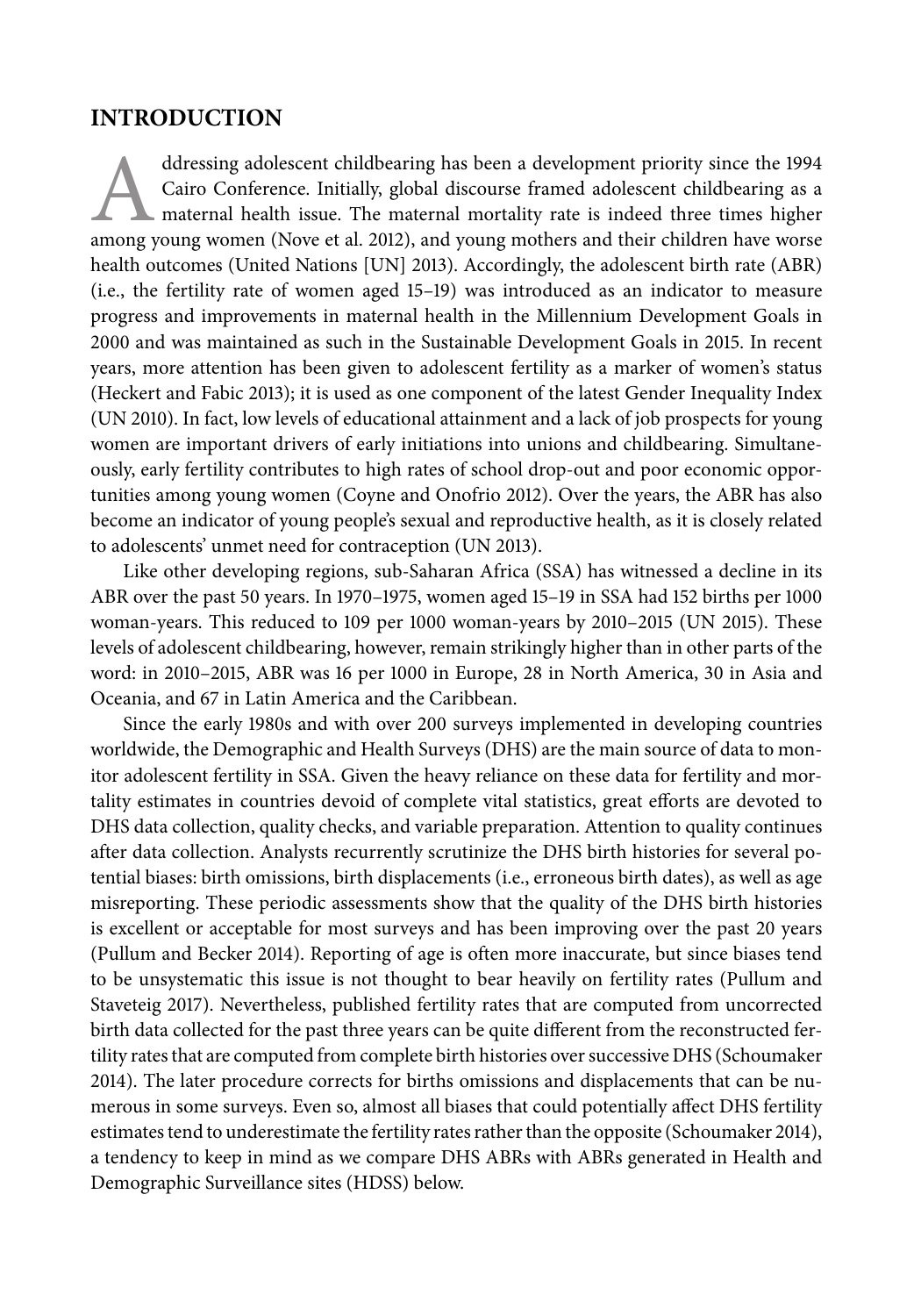## INTRODUCTION

Addressing adolescent childbearing has been a development priority since the 1994 Cairo Conference. Initially, global discourse framed adolescent childbearing as a maternal health issue. The maternal mortality rate is indeed three times higher among young women (Nove et al. 2012), and young mothers and their children have worse health outcomes (United Nations [UN] 2013). Accordingly, the adolescent birth rate (ABR) (i.e., the fertility rate of women aged 15–19) was introduced as an indicator to measure progress and improvements in maternal health in the Millennium Development Goals in 2000 and was maintained as such in the Sustainable Development Goals in 2015. In recent years, more attention has been given to adolescent fertility as a marker of women's status (Heckert and Fabic 2013); it is used as one component of the latest Gender Inequality Index (UN 2010). In fact, low levels of educational attainment and a lack of job prospects for young women are important drivers of early initiations into unions and childbearing. Simultaneously, early fertility contributes to high rates of school drop-out and poor economic opportunities among young women (Coyne and Onofrio 2012). Over the years, the ABR has also become an indicator of young people's sexual and reproductive health, as it is closely related to adolescents' unmet need for contraception (UN 2013).

Like other developing regions, sub-Saharan Africa (SSA) has witnessed a decline in its ABR over the past 50 years. In 1970–1975, women aged 15–19 in SSA had 152 births per 1000 woman-years. This reduced to 109 per 1000 woman-years by 2010–2015 (UN 2015). These levels of adolescent childbearing, however, remain strikingly higher than in other parts of the word: in 2010–2015, ABR was 16 per 1000 in Europe, 28 in North America, 30 in Asia and Oceania, and 67 in Latin America and the Caribbean.

Since the early 1980s and with over 200 surveys implemented in developing countries worldwide, the Demographic and Health Surveys (DHS) are the main source of data to monitor adolescent fertility in SSA. Given the heavy reliance on these data for fertility and mortality estimates in countries devoid of complete vital statistics, great efforts are devoted to DHS data collection, quality checks, and variable preparation. Attention to quality continues after data collection. Analysts recurrently scrutinize the DHS birth histories for several potential biases: birth omissions, birth displacements (i.e., erroneous birth dates), as well as age misreporting. These periodic assessments show that the quality of the DHS birth histories is excellent or acceptable for most surveys and has been improving over the past 20 years (Pullum and Becker 2014). Reporting of age is often more inaccurate, but since biases tend to be unsystematic this issue is not thought to bear heavily on fertility rates (Pullum and Staveteig 2017). Nevertheless, published fertility rates that are computed from uncorrected birth data collected for the past three years can be quite different from the reconstructed fertility rates that are computed from complete birth histories over successive DHS (Schoumaker 2014). The later procedure corrects for births omissions and displacements that can be numerous in some surveys. Even so, almost all biases that could potentially affect DHS fertility estimates tend to underestimate the fertility rates rather than the opposite (Schoumaker 2014), a tendency to keep in mind as we compare DHS ABRs with ABRs generated in Health and Demographic Surveillance sites (HDSS) below.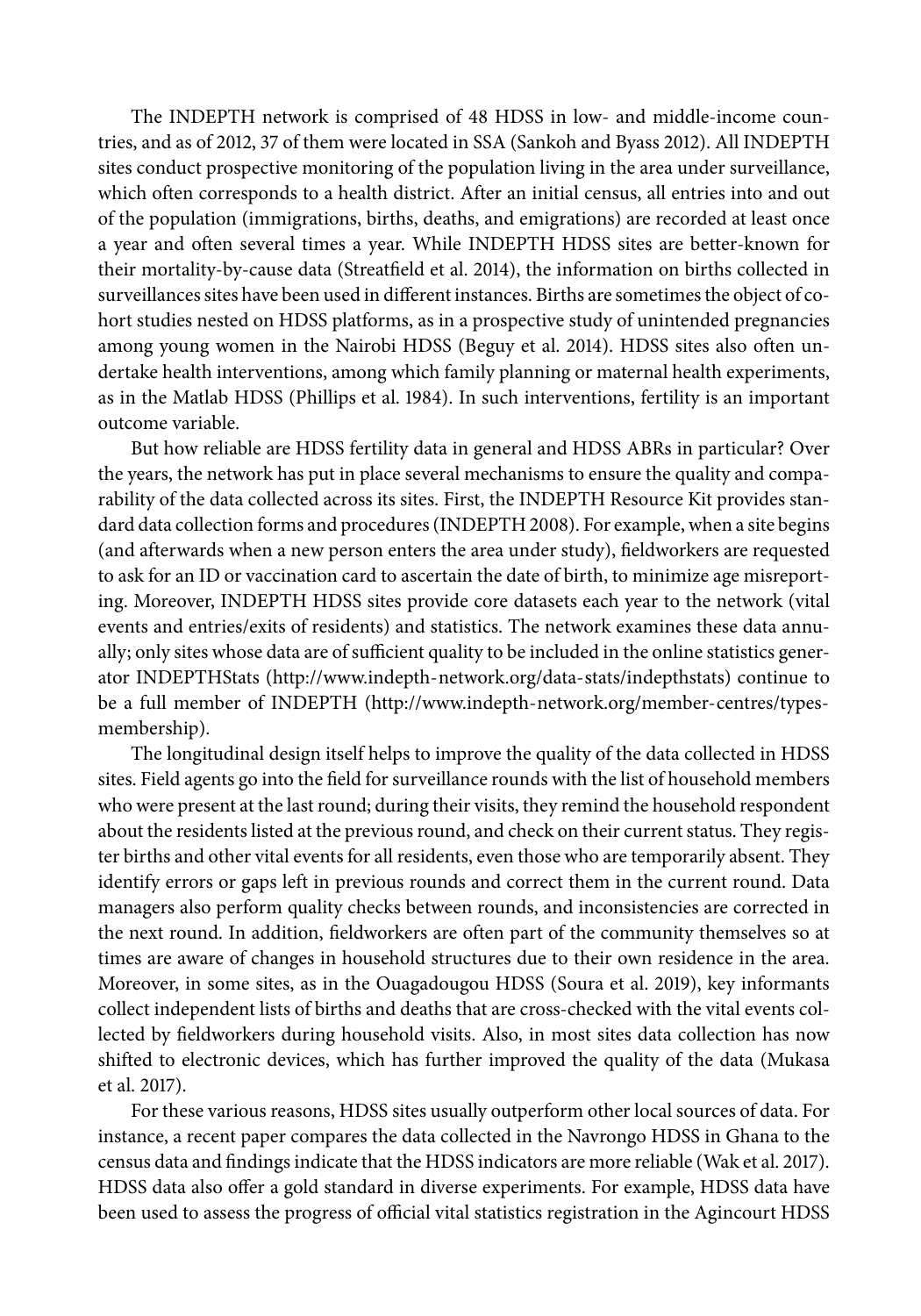The INDEPTH network is comprised of 48 HDSS in low- and middle-income countries, and as of 2012, 37 of them were located in SSA (Sankoh and Byass 2012). All INDEPTH sites conduct prospective monitoring of the population living in the area under surveillance, which often corresponds to a health district. After an initial census, all entries into and out of the population (immigrations, births, deaths, and emigrations) are recorded at least once a year and often several times a year. While INDEPTH HDSS sites are better-known for their mortality-by-cause data (Streatfield et al. 2014), the information on births collected in surveillances sites have been used in different instances. Births are sometimes the object of cohort studies nested on HDSS platforms, as in a prospective study of unintended pregnancies among young women in the Nairobi HDSS (Beguy et al. 2014). HDSS sites also often undertake health interventions, among which family planning or maternal health experiments, as in the Matlab HDSS (Phillips et al. 1984). In such interventions, fertility is an important outcome variable.

But how reliable are HDSS fertility data in general and HDSS ABRs in particular? Over the years, the network has put in place several mechanisms to ensure the quality and comparability of the data collected across its sites. First, the INDEPTH Resource Kit provides standard data collection forms and procedures (INDEPTH 2008). For example, when a site begins (and afterwards when a new person enters the area under study), fieldworkers are requested to ask for an ID or vaccination card to ascertain the date of birth, to minimize age misreporting. Moreover, INDEPTH HDSS sites provide core datasets each year to the network (vital events and entries/exits of residents) and statistics. The network examines these data annually; only sites whose data are of sufficient quality to be included in the online statistics generator INDEPTHStats (http://www.indepth-network.org/data-stats/indepthstats) continue to be a full member of INDEPTH (http://www.indepth-network.org/member-centres/types-membership).

The longitudinal design itself helps to improve the quality of the data collected in HDSS sites. Field agents go into the field for surveillance rounds with the list of household members who were present at the last round; during their visits, they remind the household respondent about the residents listed at the previous round, and check on their current status. They register births and other vital events for all residents, even those who are temporarily absent. They identify errors or gaps left in previous rounds and correct them in the current round. Data managers also perform quality checks between rounds, and inconsistencies are corrected in the next round. In addition, fieldworkers are often part of the community themselves so at times are aware of changes in household structures due to their own residence in the area. Moreover, in some sites, as in the Ouagadougou HDSS (Soura et al. 2019), key informants collect independent lists of births and deaths that are cross-checked with the vital events collected by fieldworkers during household visits. Also, in most sites data collection has now shifted to electronic devices, which has further improved the quality of the data (Mukasa et al. 2017).

For these various reasons, HDSS sites usually outperform other local sources of data. For instance, a recent paper compares the data collected in the Navrongo HDSS in Ghana to the census data and findings indicate that the HDSS indicators are more reliable (Wak et al. 2017). HDSS data also offer a gold standard in diverse experiments. For example, HDSS data have been used to assess the progress of official vital statistics registration in the Agincourt HDSS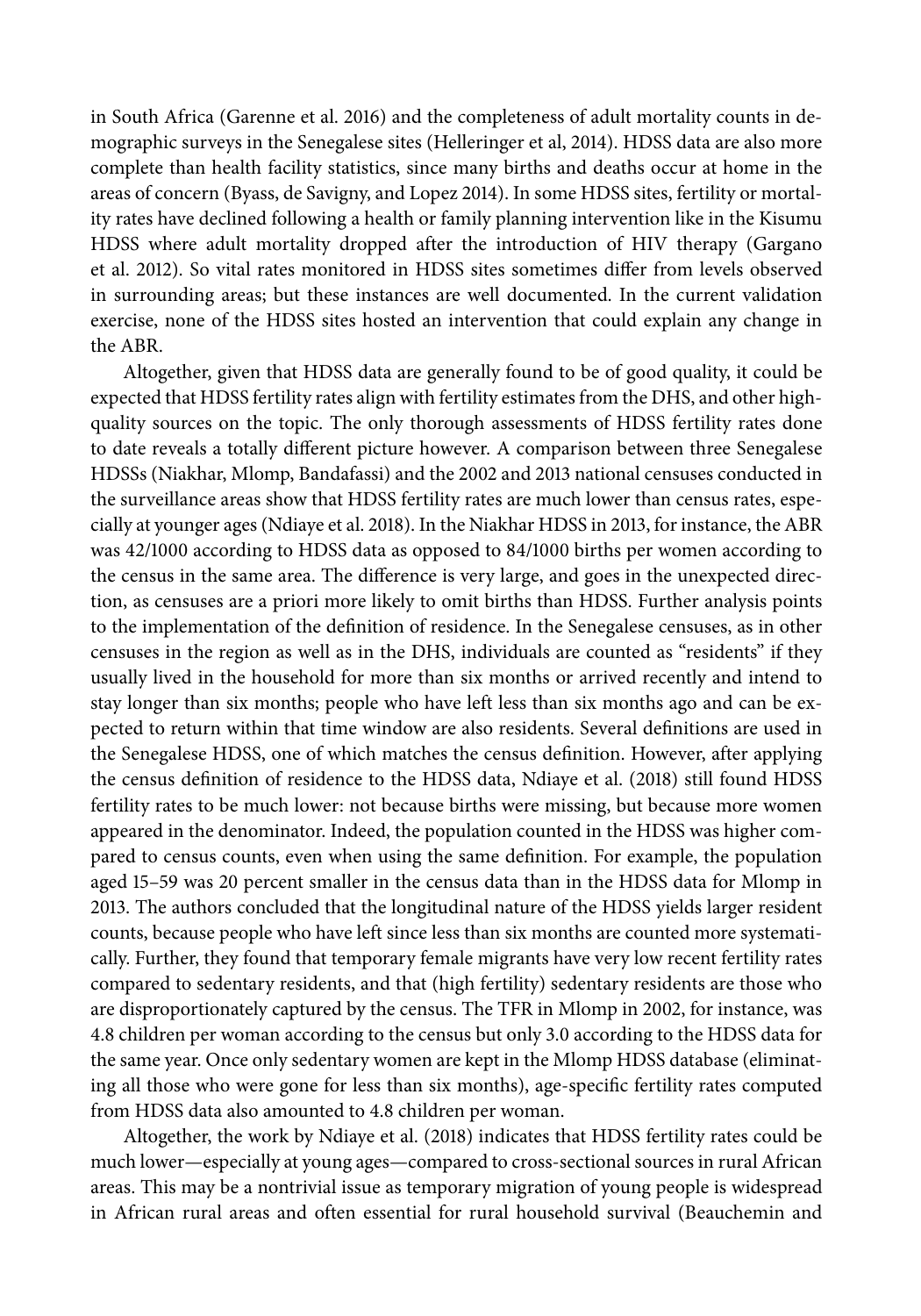in South Africa (Garenne et al. 2016) and the completeness of adult mortality counts in demographic surveys in the Senegalese sites (Helleringer et al, 2014). HDSS data are also more complete than health facility statistics, since many births and deaths occur at home in the areas of concern (Byass, de Savigny, and Lopez 2014). In some HDSS sites, fertility or mortality rates have declined following a health or family planning intervention like in the Kisumu HDSS where adult mortality dropped after the introduction of HIV therapy (Gargano et al. 2012). So vital rates monitored in HDSS sites sometimes differ from levels observed in surrounding areas; but these instances are well documented. In the current validation exercise, none of the HDSS sites hosted an intervention that could explain any change in the ABR.

Altogether, given that HDSS data are generally found to be of good quality, it could be expected that HDSS fertility rates align with fertility estimates from the DHS, and other high-quality sources on the topic. The only thorough assessments of HDSS fertility rates done to date reveals a totally different picture however. A comparison between three Senegalese HDSSs (Niakhar, Mlomp, Bandafassi) and the 2002 and 2013 national censuses conducted in the surveillance areas show that HDSS fertility rates are much lower than census rates, especially at younger ages (Ndiaye et al. 2018). In the Niakhar HDSS in 2013, for instance, the ABR was 42/1000 according to HDSS data as opposed to 84/1000 births per women according to the census in the same area. The difference is very large, and goes in the unexpected direction, as censuses are a priori more likely to omit births than HDSS. Further analysis points to the implementation of the definition of residence. In the Senegalese censuses, as in other censuses in the region as well as in the DHS, individuals are counted as "residents" if they usually lived in the household for more than six months or arrived recently and intend to stay longer than six months; people who have left less than six months ago and can be expected to return within that time window are also residents. Several definitions are used in the Senegalese HDSS, one of which matches the census definition. However, after applying the census definition of residence to the HDSS data, Ndiaye et al. (2018) still found HDSS fertility rates to be much lower: not because births were missing, but because more women appeared in the denominator. Indeed, the population counted in the HDSS was higher compared to census counts, even when using the same definition. For example, the population aged 15–59 was 20 percent smaller in the census data than in the HDSS data for Mlomp in 2013. The authors concluded that the longitudinal nature of the HDSS yields larger resident counts, because people who have left since less than six months are counted more systematically. Further, they found that temporary female migrants have very low recent fertility rates compared to sedentary residents, and that (high fertility) sedentary residents are those who are disproportionately captured by the census. The TFR in Mlomp in 2002, for instance, was 4.8 children per woman according to the census but only 3.0 according to the HDSS data for the same year. Once only sedentary women are kept in the Mlomp HDSS database (eliminating all those who were gone for less than six months), age-specific fertility rates computed from HDSS data also amounted to 4.8 children per woman.

Altogether, the work by Ndiaye et al. (2018) indicates that HDSS fertility rates could be much lower—especially at young ages—compared to cross-sectional sources in rural African areas. This may be a nontrivial issue as temporary migration of young people is widespread in African rural areas and often essential for rural household survival (Beauchemin and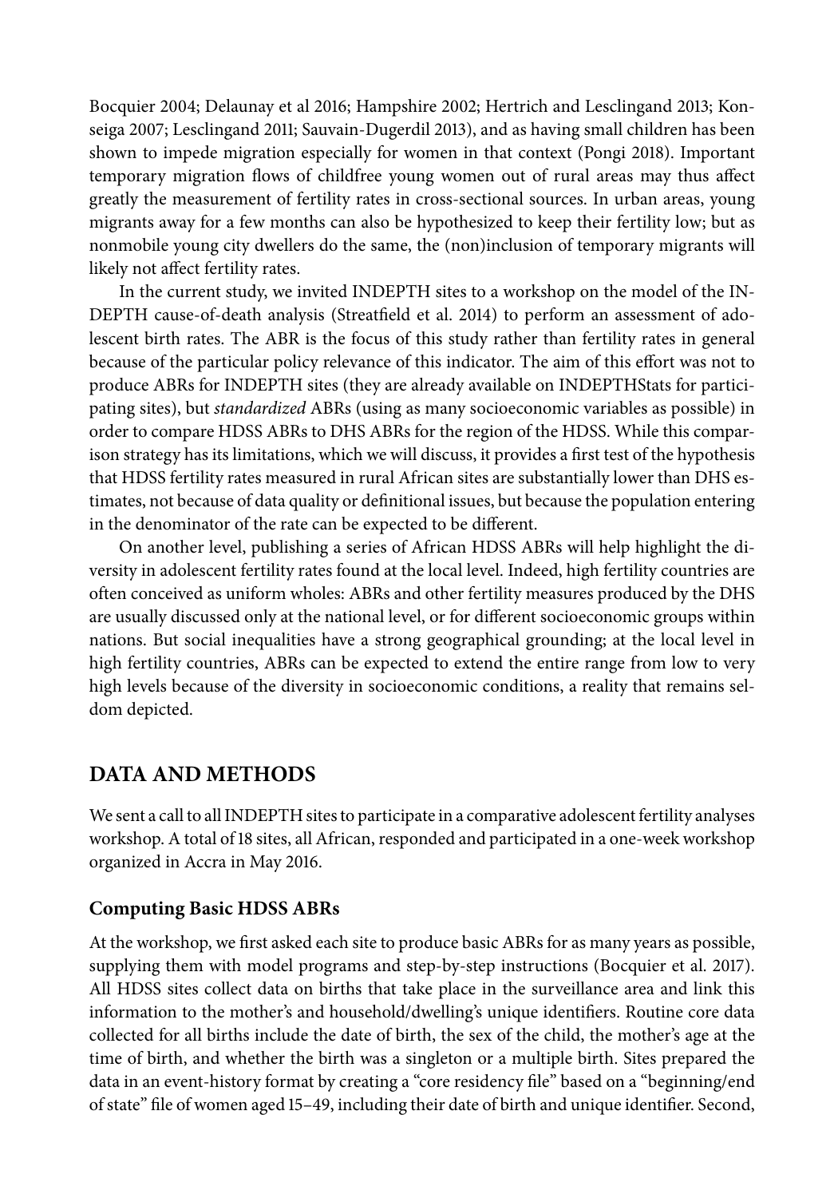Bocquier 2004; Delaunay et al 2016; Hampshire 2002; Hertrich and Lesclingand 2013; Konseiga 2007; Lesclingand 2011; Sauvain-Dugerdil 2013), and as having small children has been shown to impede migration especially for women in that context (Pongi 2018). Important temporary migration flows of childfree young women out of rural areas may thus affect greatly the measurement of fertility rates in cross-sectional sources. In urban areas, young migrants away for a few months can also be hypothesized to keep their fertility low; but as nonmobile young city dwellers do the same, the (non)inclusion of temporary migrants will likely not affect fertility rates.

In the current study, we invited INDEPTH sites to a workshop on the model of the INDEPTH cause-of-death analysis (Streatfield et al. 2014) to perform an assessment of adolescent birth rates. The ABR is the focus of this study rather than fertility rates in general because of the particular policy relevance of this indicator. The aim of this effort was not to produce ABRs for INDEPTH sites (they are already available on INDEPTHStats for participating sites), but *standardized* ABRs (using as many socioeconomic variables as possible) in order to compare HDSS ABRs to DHS ABRs for the region of the HDSS. While this comparison strategy has its limitations, which we will discuss, it provides a first test of the hypothesis that HDSS fertility rates measured in rural African sites are substantially lower than DHS estimates, not because of data quality or definitional issues, but because the population entering in the denominator of the rate can be expected to be different.

On another level, publishing a series of African HDSS ABRs will help highlight the diversity in adolescent fertility rates found at the local level. Indeed, high fertility countries are often conceived as uniform wholes: ABRs and other fertility measures produced by the DHS are usually discussed only at the national level, or for different socioeconomic groups within nations. But social inequalities have a strong geographical grounding; at the local level in high fertility countries, ABRs can be expected to extend the entire range from low to very high levels because of the diversity in socioeconomic conditions, a reality that remains seldom depicted.

## DATA AND METHODS

We sent a call to all INDEPTH sites to participate in a comparative adolescent fertility analyses workshop. A total of 18 sites, all African, responded and participated in a one-week workshop organized in Accra in May 2016.

### Computing Basic HDSS ABRs

At the workshop, we first asked each site to produce basic ABRs for as many years as possible, supplying them with model programs and step-by-step instructions (Bocquier et al. 2017). All HDSS sites collect data on births that take place in the surveillance area and link this information to the mother's and household/dwelling's unique identifiers. Routine core data collected for all births include the date of birth, the sex of the child, the mother's age at the time of birth, and whether the birth was a singleton or a multiple birth. Sites prepared the data in an event-history format by creating a "core residency file" based on a "beginning/end of state" file of women aged 15–49, including their date of birth and unique identifier. Second,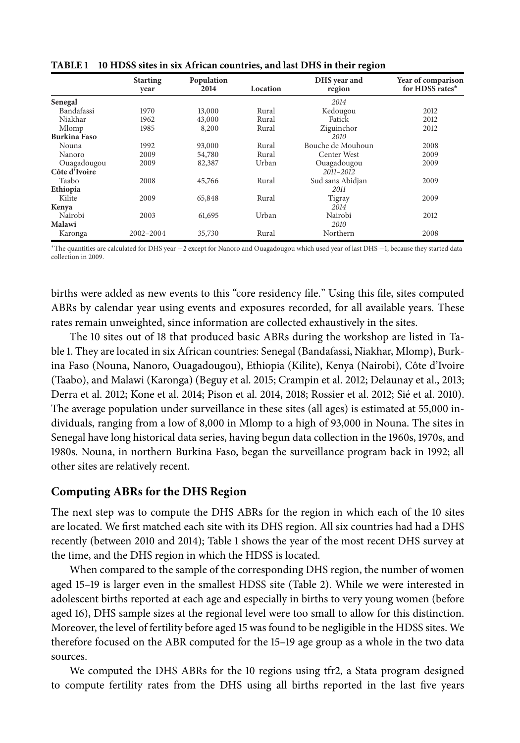**TABLE 1 10 HDSS sites in six African countries, and last DHS in their region**

| | Starting year | Population 2014 | Location | DHS year and region | Year of comparison for HDSS rates* |
|---|---|---|---|---|---|
| **Senegal** | | | | *2014* | |
| Bandafassi | 1970 | 13,000 | Rural | Kedougou | 2012 |
| Niakhar | 1962 | 43,000 | Rural | Fatick | 2012 |
| Mlomp | 1985 | 8,200 | Rural | Ziguinchor | 2012 |
| **Burkina Faso** | | | | *2010* | |
| Nouna | 1992 | 93,000 | Rural | Bouche de Mouhoun | 2008 |
| Nanoro | 2009 | 54,780 | Rural | Center West | 2009 |
| Ouagadougou | 2009 | 82,387 | Urban | Ouagadougou | 2009 |
| **Côte d'Ivoire** | | | | *2011–2012* | |
| Taabo | 2008 | 45,766 | Rural | Sud sans Abidjan | 2009 |
| **Ethiopia** | | | | *2011* | |
| Kilite | 2009 | 65,848 | Rural | Tigray | 2009 |
| **Kenya** | | | | *2014* | |
| Nairobi | 2003 | 61,695 | Urban | Nairobi | 2012 |
| **Malawi** | | | | *2010* | |
| Karonga | 2002–2004 | 35,730 | Rural | Northern | 2008 |

*The quantities are calculated for DHS year −2 except for Nanoro and Ouagadougou which used year of last DHS −1, because they started data collection in 2009.

births were added as new events to this "core residency file." Using this file, sites computed ABRs by calendar year using events and exposures recorded, for all available years. These rates remain unweighted, since information are collected exhaustively in the sites.

The 10 sites out of 18 that produced basic ABRs during the workshop are listed in Table 1. They are located in six African countries: Senegal (Bandafassi, Niakhar, Mlomp), Burkina Faso (Nouna, Nanoro, Ouagadougou), Ethiopia (Kilite), Kenya (Nairobi), Côte d'Ivoire (Taabo), and Malawi (Karonga) (Beguy et al. 2015; Crampin et al. 2012; Delaunay et al., 2013; Derra et al. 2012; Kone et al. 2014; Pison et al. 2014, 2018; Rossier et al. 2012; Sié et al. 2010). The average population under surveillance in these sites (all ages) is estimated at 55,000 individuals, ranging from a low of 8,000 in Mlomp to a high of 93,000 in Nouna. The sites in Senegal have long historical data series, having begun data collection in the 1960s, 1970s, and 1980s. Nouna, in northern Burkina Faso, began the surveillance program back in 1992; all other sites are relatively recent.

## Computing ABRs for the DHS Region

The next step was to compute the DHS ABRs for the region in which each of the 10 sites are located. We first matched each site with its DHS region. All six countries had had a DHS recently (between 2010 and 2014); Table 1 shows the year of the most recent DHS survey at the time, and the DHS region in which the HDSS is located.

When compared to the sample of the corresponding DHS region, the number of women aged 15–19 is larger even in the smallest HDSS site (Table 2). While we were interested in adolescent births reported at each age and especially in births to very young women (before aged 16), DHS sample sizes at the regional level were too small to allow for this distinction. Moreover, the level of fertility before aged 15 was found to be negligible in the HDSS sites. We therefore focused on the ABR computed for the 15–19 age group as a whole in the two data sources.

We computed the DHS ABRs for the 10 regions using tfr2, a Stata program designed to compute fertility rates from the DHS using all births reported in the last five years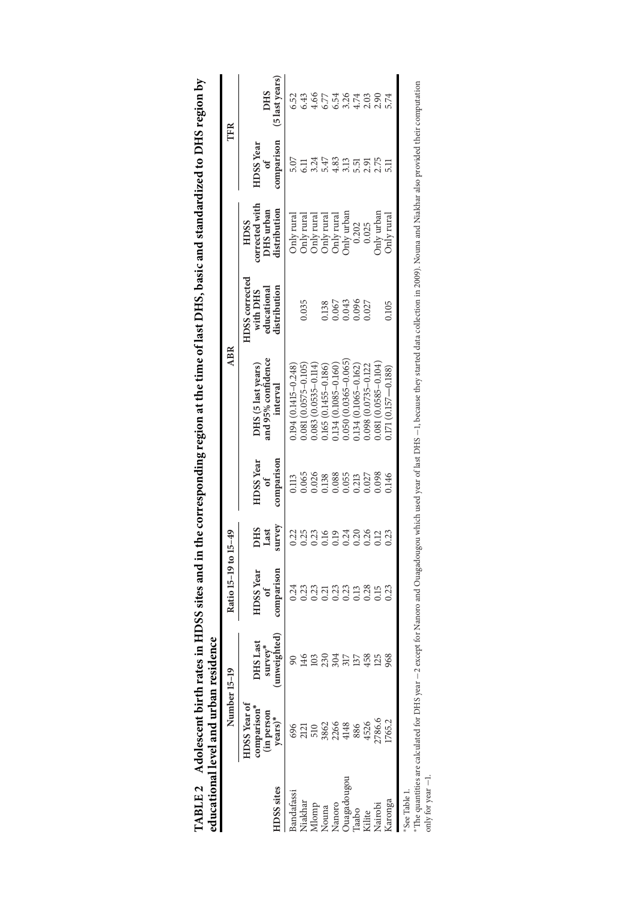**TABLE 2 Adolescent birth rates in HDSS sites and in the corresponding region at the time of last DHS, basic and standardized to DHS region by educational level and urban residence**

| HDSS sites | Number 15–19 | | Ratio 15–19 to 15–49 | | ABR | | | | TFR | |
|---|---|---|---|---|---|---|---|---|---|---|
| | HDSS Year of comparison[a] (in person years)[*] | DHS Last survey[*] (unweighted) | HDSS Year of comparison | DHS Last survey | HDSS Year of comparison | DHS (5 last years) and 95% confidence interval | HDSS corrected with DHS educational distribution | HDSS corrected with DHS urban distribution | HDSS Year of comparison | DHS (5 last years) |
| Bandafassi | 696 | 90 | 0.24 | 0.22 | 0.113 | 0.194 (0.1415–0.248) | | Only rural | 5.07 | 6.52 |
| Niakhar | 2121 | 146 | 0.23 | 0.25 | 0.065 | 0.081 (0.0575–0.105) | 0.035 | Only rural | 6.11 | 6.43 |
| Mlomp | 510 | 103 | 0.23 | 0.23 | 0.026 | 0.083 (0.0535–0.114) | | Only rural | 3.24 | 4.66 |
| Nouna | 3862 | 230 | 0.21 | 0.16 | 0.138 | 0.165 (0.1455–0.186) | 0.138 | Only rural | 5.47 | 6.77 |
| Nanoro | 2266 | 304 | 0.23 | 0.19 | 0.088 | 0.134 (0.1085–0.160) | 0.067 | Only rural | 4.83 | 6.54 |
| Ouagadougou | 4148 | 317 | 0.23 | 0.24 | 0.055 | 0.050 (0.0365–0.065) | 0.043 | Only urban | 3.13 | 3.26 |
| Taabo | 886 | 137 | 0.13 | 0.20 | 0.213 | 0.134 (0.1065–0.162) | 0.096 | 0.202 | 5.51 | 4.74 |
| Kilite | 4526 | 458 | 0.28 | 0.26 | 0.027 | 0.098 (0.0735–0.122 | 0.027 | 0.025 | 2.91 | 2.03 |
| Nairobi | 2786.6 | 125 | 0.15 | 0.12 | 0.098 | 0.081 (0.0585–0.104) | | Only urban | 2.75 | 2.90 |
| Karonga | 1765.2 | 968 | 0.23 | 0.23 | 0.146 | 0.171 (0.157—0.188) | 0.105 | Only rural | 5.11 | 5.74 |

[*]See Table 1.

[a]The quantities are calculated for DHS year −2 except for Nanoro and Ouagadougou which used year of last DHS −1, because they started data collection in 2009). Nouna and Niakhar also provided their computation only for year −1.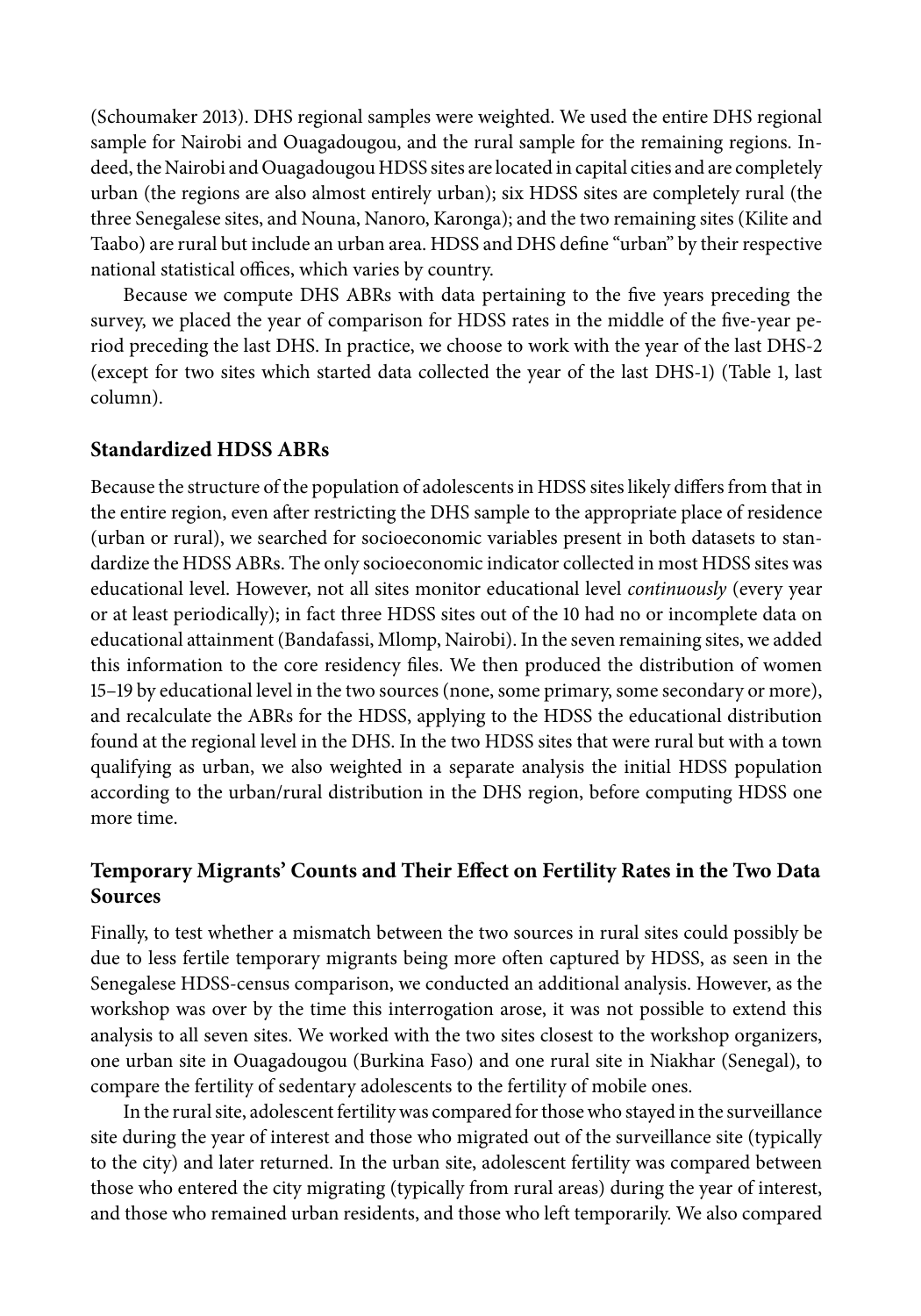(Schoumaker 2013). DHS regional samples were weighted. We used the entire DHS regional sample for Nairobi and Ouagadougou, and the rural sample for the remaining regions. Indeed, the Nairobi and Ouagadougou HDSS sites are located in capital cities and are completely urban (the regions are also almost entirely urban); six HDSS sites are completely rural (the three Senegalese sites, and Nouna, Nanoro, Karonga); and the two remaining sites (Kilite and Taabo) are rural but include an urban area. HDSS and DHS define "urban" by their respective national statistical offices, which varies by country.

Because we compute DHS ABRs with data pertaining to the five years preceding the survey, we placed the year of comparison for HDSS rates in the middle of the five-year period preceding the last DHS. In practice, we choose to work with the year of the last DHS-2 (except for two sites which started data collected the year of the last DHS-1) (Table 1, last column).

## Standardized HDSS ABRs

Because the structure of the population of adolescents in HDSS sites likely differs from that in the entire region, even after restricting the DHS sample to the appropriate place of residence (urban or rural), we searched for socioeconomic variables present in both datasets to standardize the HDSS ABRs. The only socioeconomic indicator collected in most HDSS sites was educational level. However, not all sites monitor educational level *continuously* (every year or at least periodically); in fact three HDSS sites out of the 10 had no or incomplete data on educational attainment (Bandafassi, Mlomp, Nairobi). In the seven remaining sites, we added this information to the core residency files. We then produced the distribution of women 15–19 by educational level in the two sources (none, some primary, some secondary or more), and recalculate the ABRs for the HDSS, applying to the HDSS the educational distribution found at the regional level in the DHS. In the two HDSS sites that were rural but with a town qualifying as urban, we also weighted in a separate analysis the initial HDSS population according to the urban/rural distribution in the DHS region, before computing HDSS one more time.

## Temporary Migrants' Counts and Their Effect on Fertility Rates in the Two Data Sources

Finally, to test whether a mismatch between the two sources in rural sites could possibly be due to less fertile temporary migrants being more often captured by HDSS, as seen in the Senegalese HDSS-census comparison, we conducted an additional analysis. However, as the workshop was over by the time this interrogation arose, it was not possible to extend this analysis to all seven sites. We worked with the two sites closest to the workshop organizers, one urban site in Ouagadougou (Burkina Faso) and one rural site in Niakhar (Senegal), to compare the fertility of sedentary adolescents to the fertility of mobile ones.

In the rural site, adolescent fertility was compared for those who stayed in the surveillance site during the year of interest and those who migrated out of the surveillance site (typically to the city) and later returned. In the urban site, adolescent fertility was compared between those who entered the city migrating (typically from rural areas) during the year of interest, and those who remained urban residents, and those who left temporarily. We also compared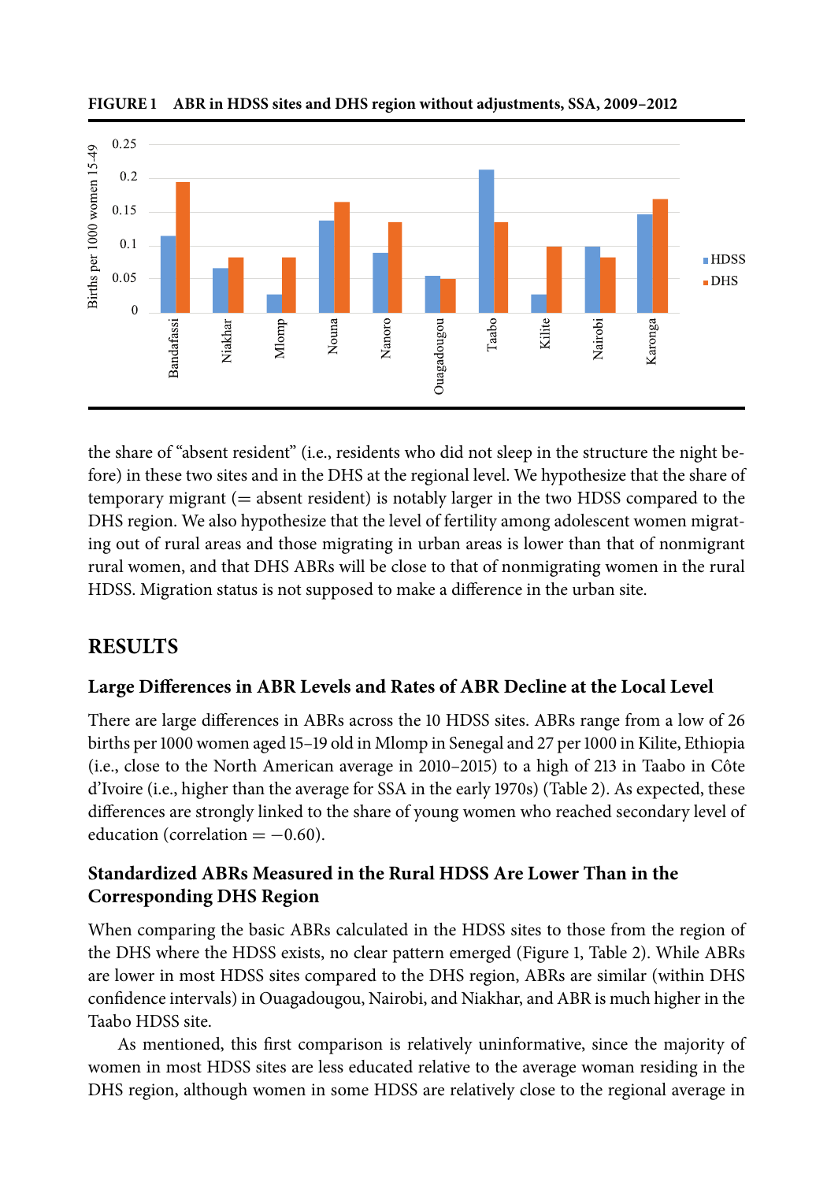**FIGURE 1 ABR in HDSS sites and DHS region without adjustments, SSA, 2009–2012**

the share of "absent resident" (i.e., residents who did not sleep in the structure the night before) in these two sites and in the DHS at the regional level. We hypothesize that the share of temporary migrant (= absent resident) is notably larger in the two HDSS compared to the DHS region. We also hypothesize that the level of fertility among adolescent women migrating out of rural areas and those migrating in urban areas is lower than that of nonmigrant rural women, and that DHS ABRs will be close to that of nonmigrating women in the rural HDSS. Migration status is not supposed to make a difference in the urban site.

## RESULTS

### Large Differences in ABR Levels and Rates of ABR Decline at the Local Level

There are large differences in ABRs across the 10 HDSS sites. ABRs range from a low of 26 births per 1000 women aged 15–19 old in Mlomp in Senegal and 27 per 1000 in Kilite, Ethiopia (i.e., close to the North American average in 2010–2015) to a high of 213 in Taabo in Côte d'Ivoire (i.e., higher than the average for SSA in the early 1970s) (Table 2). As expected, these differences are strongly linked to the share of young women who reached secondary level of education (correlation = −0.60).

### Standardized ABRs Measured in the Rural HDSS Are Lower Than in the Corresponding DHS Region

When comparing the basic ABRs calculated in the HDSS sites to those from the region of the DHS where the HDSS exists, no clear pattern emerged (Figure 1, Table 2). While ABRs are lower in most HDSS sites compared to the DHS region, ABRs are similar (within DHS confidence intervals) in Ouagadougou, Nairobi, and Niakhar, and ABR is much higher in the Taabo HDSS site.

As mentioned, this first comparison is relatively uninformative, since the majority of women in most HDSS sites are less educated relative to the average woman residing in the DHS region, although women in some HDSS are relatively close to the regional average in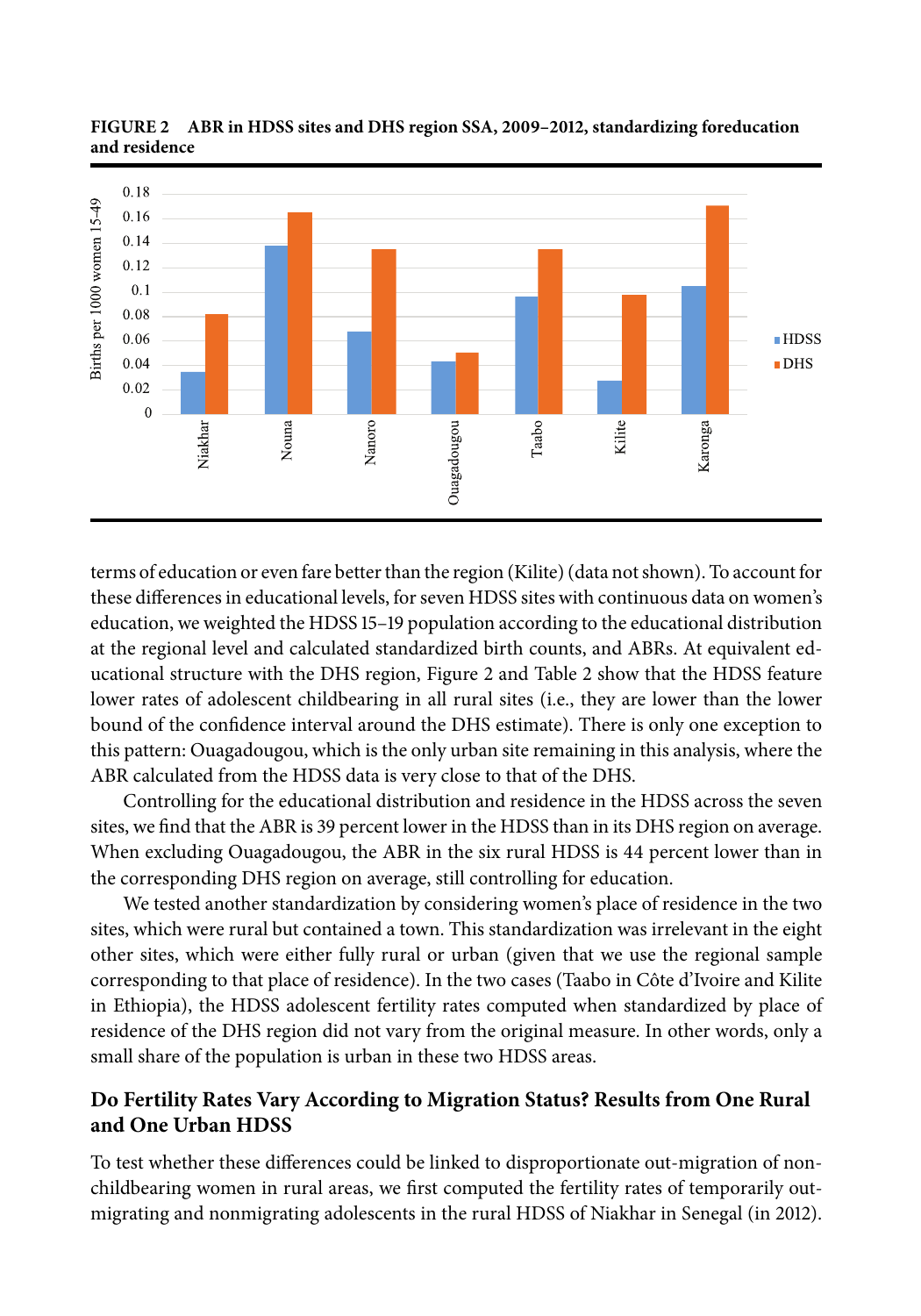**FIGURE 2 ABR in HDSS sites and DHS region SSA, 2009–2012, standardizing foreducation and residence**

terms of education or even fare better than the region (Kilite) (data not shown). To account for these differences in educational levels, for seven HDSS sites with continuous data on women's education, we weighted the HDSS 15–19 population according to the educational distribution at the regional level and calculated standardized birth counts, and ABRs. At equivalent educational structure with the DHS region, Figure 2 and Table 2 show that the HDSS feature lower rates of adolescent childbearing in all rural sites (i.e., they are lower than the lower bound of the confidence interval around the DHS estimate). There is only one exception to this pattern: Ouagadougou, which is the only urban site remaining in this analysis, where the ABR calculated from the HDSS data is very close to that of the DHS.

Controlling for the educational distribution and residence in the HDSS across the seven sites, we find that the ABR is 39 percent lower in the HDSS than in its DHS region on average. When excluding Ouagadougou, the ABR in the six rural HDSS is 44 percent lower than in the corresponding DHS region on average, still controlling for education.

We tested another standardization by considering women's place of residence in the two sites, which were rural but contained a town. This standardization was irrelevant in the eight other sites, which were either fully rural or urban (given that we use the regional sample corresponding to that place of residence). In the two cases (Taabo in Côte d'Ivoire and Kilite in Ethiopia), the HDSS adolescent fertility rates computed when standardized by place of residence of the DHS region did not vary from the original measure. In other words, only a small share of the population is urban in these two HDSS areas.

## Do Fertility Rates Vary According to Migration Status? Results from One Rural and One Urban HDSS

To test whether these differences could be linked to disproportionate out-migration of nonchildbearing women in rural areas, we first computed the fertility rates of temporarily outmigrating and nonmigrating adolescents in the rural HDSS of Niakhar in Senegal (in 2012).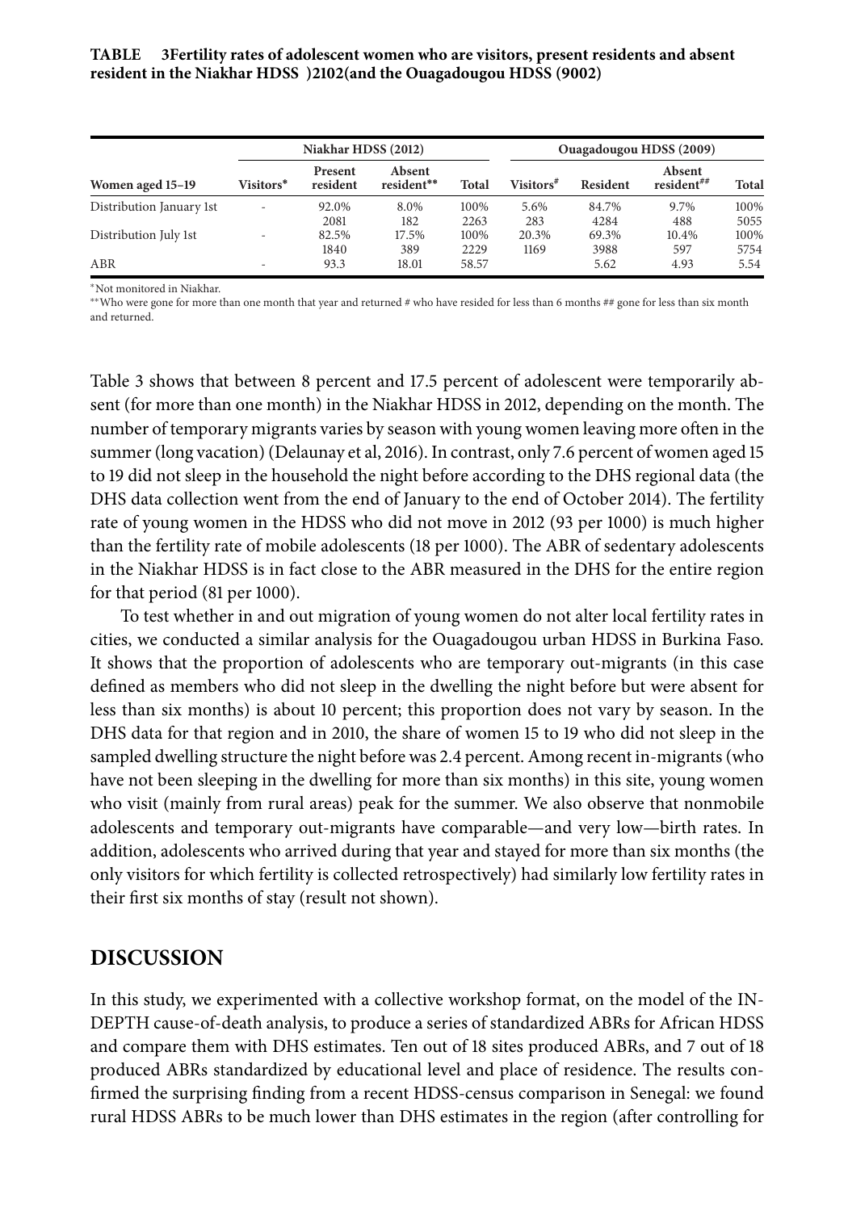**TABLE 3Fertility rates of adolescent women who are visitors, present residents and absent resident in the Niakhar HDSS )2102(and the Ouagadougou HDSS (9002)**

| Women aged 15–19 | Niakhar HDSS (2012) | | | | Ouagadougou HDSS (2009) | | | |
|---|---|---|---|---|---|---|---|---|
| | Visitors* | Present resident | Absent resident** | Total | Visitors# | Resident | Absent resident## | Total |
| Distribution January 1st | - | 92.0% | 8.0% | 100% | 5.6% | 84.7% | 9.7% | 100% |
| | | 2081 | 182 | 2263 | 283 | 4284 | 488 | 5055 |
| Distribution July 1st | - | 82.5% | 17.5% | 100% | 20.3% | 69.3% | 10.4% | 100% |
| | | 1840 | 389 | 2229 | 1169 | 3988 | 597 | 5754 |
| ABR | - | 93.3 | 18.01 | 58.57 | | 5.62 | 4.93 | 5.54 |

*Not monitored in Niakhar.

**Who were gone for more than one month that year and returned # who have resided for less than 6 months ## gone for less than six month and returned.

Table 3 shows that between 8 percent and 17.5 percent of adolescent were temporarily absent (for more than one month) in the Niakhar HDSS in 2012, depending on the month. The number of temporary migrants varies by season with young women leaving more often in the summer (long vacation) (Delaunay et al, 2016). In contrast, only 7.6 percent of women aged 15 to 19 did not sleep in the household the night before according to the DHS regional data (the DHS data collection went from the end of January to the end of October 2014). The fertility rate of young women in the HDSS who did not move in 2012 (93 per 1000) is much higher than the fertility rate of mobile adolescents (18 per 1000). The ABR of sedentary adolescents in the Niakhar HDSS is in fact close to the ABR measured in the DHS for the entire region for that period (81 per 1000).

To test whether in and out migration of young women do not alter local fertility rates in cities, we conducted a similar analysis for the Ouagadougou urban HDSS in Burkina Faso. It shows that the proportion of adolescents who are temporary out-migrants (in this case defined as members who did not sleep in the dwelling the night before but were absent for less than six months) is about 10 percent; this proportion does not vary by season. In the DHS data for that region and in 2010, the share of women 15 to 19 who did not sleep in the sampled dwelling structure the night before was 2.4 percent. Among recent in-migrants (who have not been sleeping in the dwelling for more than six months) in this site, young women who visit (mainly from rural areas) peak for the summer. We also observe that nonmobile adolescents and temporary out-migrants have comparable—and very low—birth rates. In addition, adolescents who arrived during that year and stayed for more than six months (the only visitors for which fertility is collected retrospectively) had similarly low fertility rates in their first six months of stay (result not shown).

## DISCUSSION

In this study, we experimented with a collective workshop format, on the model of the INDEPTH cause-of-death analysis, to produce a series of standardized ABRs for African HDSS and compare them with DHS estimates. Ten out of 18 sites produced ABRs, and 7 out of 18 produced ABRs standardized by educational level and place of residence. The results confirmed the surprising finding from a recent HDSS-census comparison in Senegal: we found rural HDSS ABRs to be much lower than DHS estimates in the region (after controlling for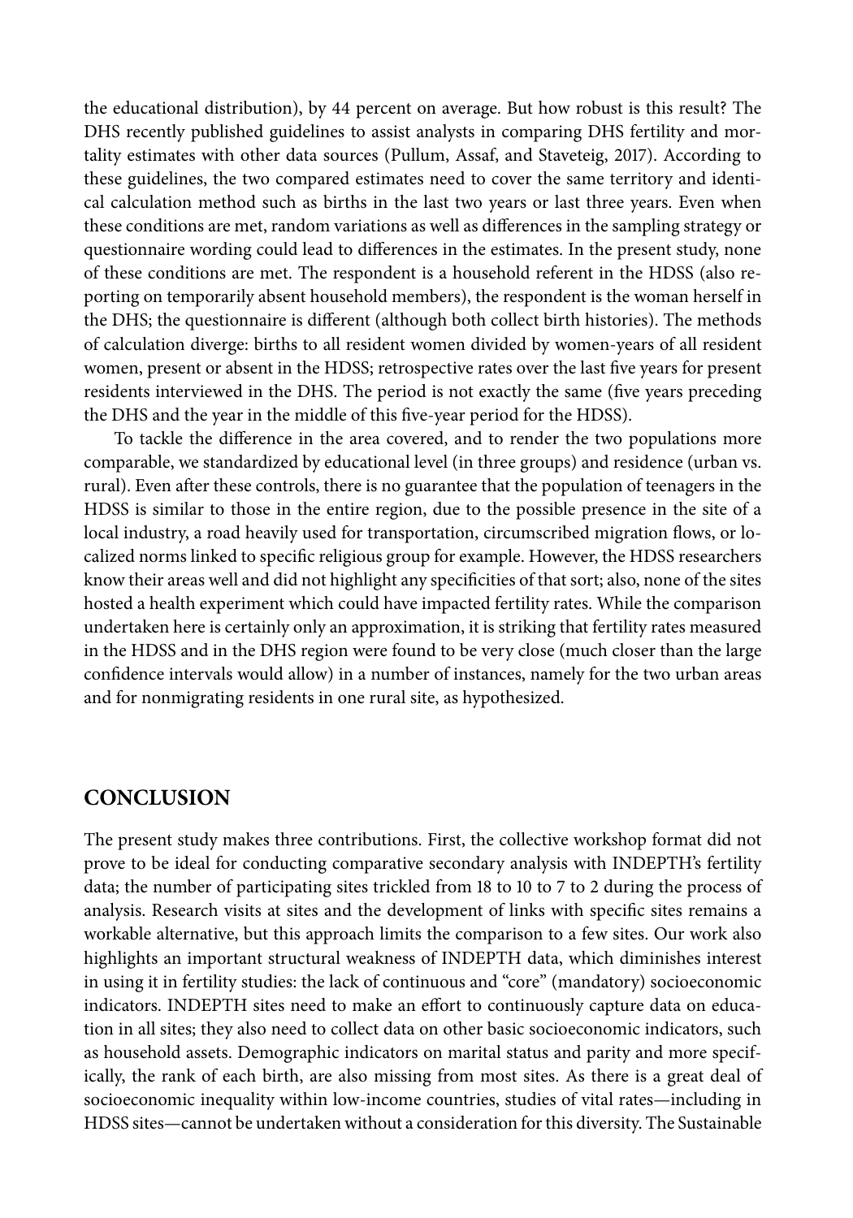the educational distribution), by 44 percent on average. But how robust is this result? The DHS recently published guidelines to assist analysts in comparing DHS fertility and mortality estimates with other data sources (Pullum, Assaf, and Staveteig, 2017). According to these guidelines, the two compared estimates need to cover the same territory and identical calculation method such as births in the last two years or last three years. Even when these conditions are met, random variations as well as differences in the sampling strategy or questionnaire wording could lead to differences in the estimates. In the present study, none of these conditions are met. The respondent is a household referent in the HDSS (also reporting on temporarily absent household members), the respondent is the woman herself in the DHS; the questionnaire is different (although both collect birth histories). The methods of calculation diverge: births to all resident women divided by women-years of all resident women, present or absent in the HDSS; retrospective rates over the last five years for present residents interviewed in the DHS. The period is not exactly the same (five years preceding the DHS and the year in the middle of this five-year period for the HDSS).

To tackle the difference in the area covered, and to render the two populations more comparable, we standardized by educational level (in three groups) and residence (urban vs. rural). Even after these controls, there is no guarantee that the population of teenagers in the HDSS is similar to those in the entire region, due to the possible presence in the site of a local industry, a road heavily used for transportation, circumscribed migration flows, or localized norms linked to specific religious group for example. However, the HDSS researchers know their areas well and did not highlight any specificities of that sort; also, none of the sites hosted a health experiment which could have impacted fertility rates. While the comparison undertaken here is certainly only an approximation, it is striking that fertility rates measured in the HDSS and in the DHS region were found to be very close (much closer than the large confidence intervals would allow) in a number of instances, namely for the two urban areas and for nonmigrating residents in one rural site, as hypothesized.

## CONCLUSION

The present study makes three contributions. First, the collective workshop format did not prove to be ideal for conducting comparative secondary analysis with INDEPTH's fertility data; the number of participating sites trickled from 18 to 10 to 7 to 2 during the process of analysis. Research visits at sites and the development of links with specific sites remains a workable alternative, but this approach limits the comparison to a few sites. Our work also highlights an important structural weakness of INDEPTH data, which diminishes interest in using it in fertility studies: the lack of continuous and "core" (mandatory) socioeconomic indicators. INDEPTH sites need to make an effort to continuously capture data on education in all sites; they also need to collect data on other basic socioeconomic indicators, such as household assets. Demographic indicators on marital status and parity and more specifically, the rank of each birth, are also missing from most sites. As there is a great deal of socioeconomic inequality within low-income countries, studies of vital rates—including in HDSS sites—cannot be undertaken without a consideration for this diversity. The Sustainable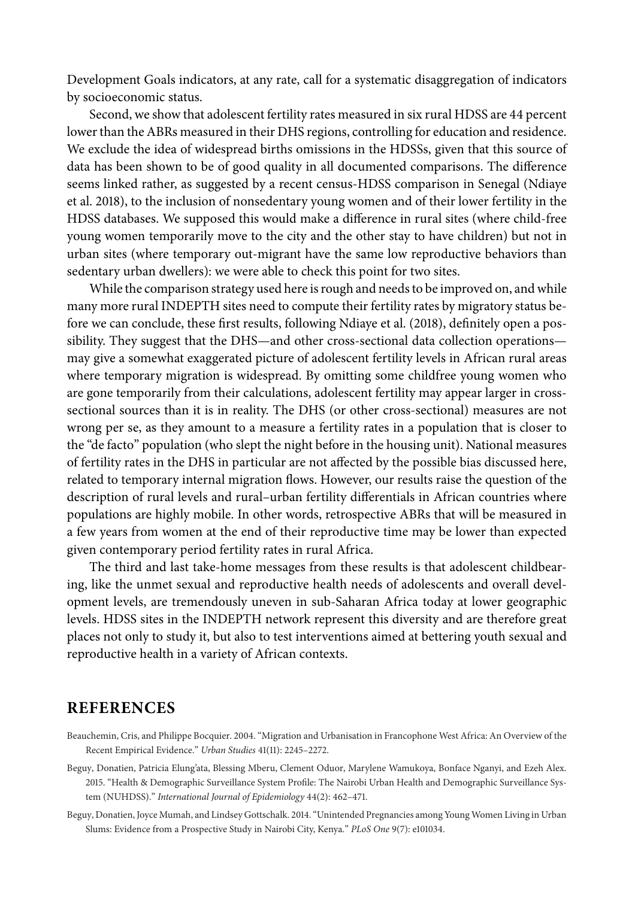Development Goals indicators, at any rate, call for a systematic disaggregation of indicators by socioeconomic status.

Second, we show that adolescent fertility rates measured in six rural HDSS are 44 percent lower than the ABRs measured in their DHS regions, controlling for education and residence. We exclude the idea of widespread births omissions in the HDSSs, given that this source of data has been shown to be of good quality in all documented comparisons. The difference seems linked rather, as suggested by a recent census-HDSS comparison in Senegal (Ndiaye et al. 2018), to the inclusion of nonsedentary young women and of their lower fertility in the HDSS databases. We supposed this would make a difference in rural sites (where child-free young women temporarily move to the city and the other stay to have children) but not in urban sites (where temporary out-migrant have the same low reproductive behaviors than sedentary urban dwellers): we were able to check this point for two sites.

While the comparison strategy used here is rough and needs to be improved on, and while many more rural INDEPTH sites need to compute their fertility rates by migratory status before we can conclude, these first results, following Ndiaye et al. (2018), definitely open a possibility. They suggest that the DHS—and other cross-sectional data collection operations—may give a somewhat exaggerated picture of adolescent fertility levels in African rural areas where temporary migration is widespread. By omitting some childfree young women who are gone temporarily from their calculations, adolescent fertility may appear larger in cross-sectional sources than it is in reality. The DHS (or other cross-sectional) measures are not wrong per se, as they amount to a measure a fertility rates in a population that is closer to the "de facto" population (who slept the night before in the housing unit). National measures of fertility rates in the DHS in particular are not affected by the possible bias discussed here, related to temporary internal migration flows. However, our results raise the question of the description of rural levels and rural–urban fertility differentials in African countries where populations are highly mobile. In other words, retrospective ABRs that will be measured in a few years from women at the end of their reproductive time may be lower than expected given contemporary period fertility rates in rural Africa.

The third and last take-home messages from these results is that adolescent childbearing, like the unmet sexual and reproductive health needs of adolescents and overall development levels, are tremendously uneven in sub-Saharan Africa today at lower geographic levels. HDSS sites in the INDEPTH network represent this diversity and are therefore great places not only to study it, but also to test interventions aimed at bettering youth sexual and reproductive health in a variety of African contexts.

## REFERENCES

Beauchemin, Cris, and Philippe Bocquier. 2004. "Migration and Urbanisation in Francophone West Africa: An Overview of the Recent Empirical Evidence." *Urban Studies* 41(11): 2245–2272.

Beguy, Donatien, Patricia Elung'ata, Blessing Mberu, Clement Oduor, Marylene Wamukoya, Bonface Nganyi, and Ezeh Alex. 2015. "Health & Demographic Surveillance System Profile: The Nairobi Urban Health and Demographic Surveillance System (NUHDSS)." *International Journal of Epidemiology* 44(2): 462–471.

Beguy, Donatien, Joyce Mumah, and Lindsey Gottschalk. 2014. "Unintended Pregnancies among Young Women Living in Urban Slums: Evidence from a Prospective Study in Nairobi City, Kenya." *PLoS One* 9(7): e101034.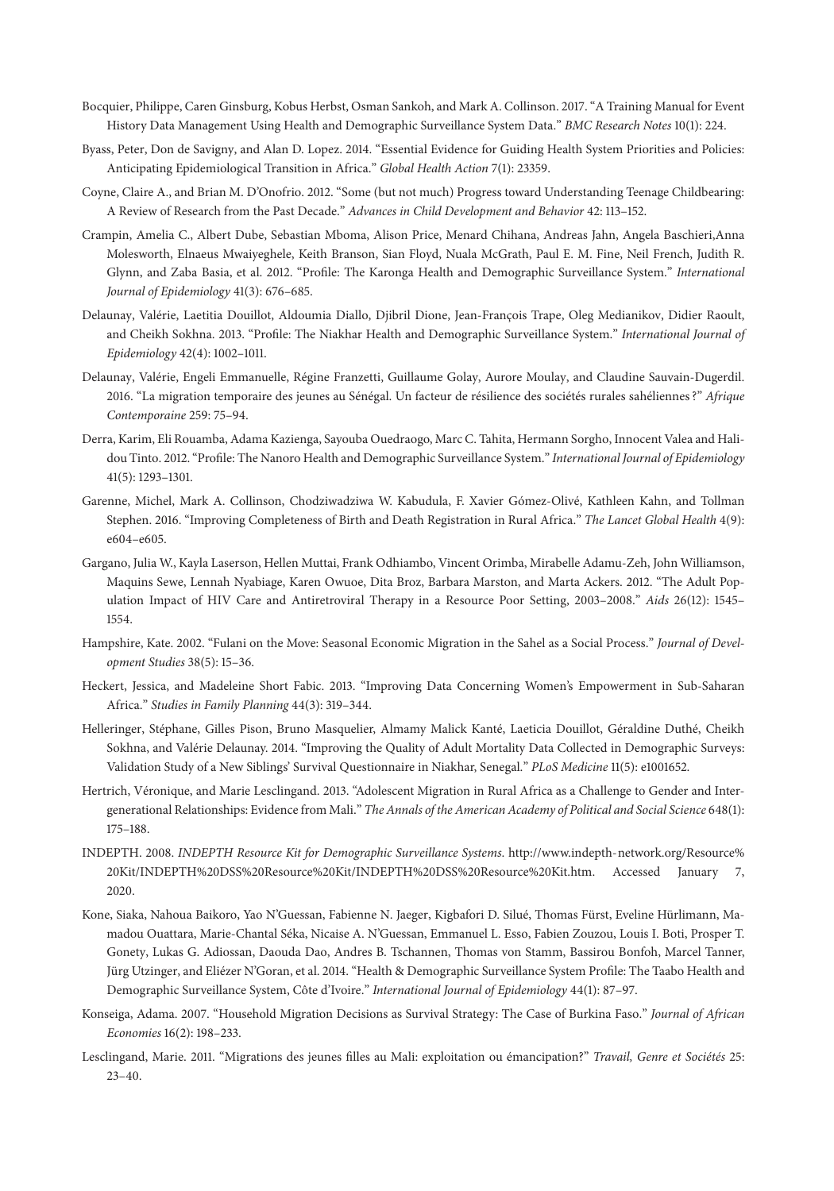Bocquier, Philippe, Caren Ginsburg, Kobus Herbst, Osman Sankoh, and Mark A. Collinson. 2017. "A Training Manual for Event History Data Management Using Health and Demographic Surveillance System Data." *BMC Research Notes* 10(1): 224.

Byass, Peter, Don de Savigny, and Alan D. Lopez. 2014. "Essential Evidence for Guiding Health System Priorities and Policies: Anticipating Epidemiological Transition in Africa." *Global Health Action* 7(1): 23359.

Coyne, Claire A., and Brian M. D'Onofrio. 2012. "Some (but not much) Progress toward Understanding Teenage Childbearing: A Review of Research from the Past Decade." *Advances in Child Development and Behavior* 42: 113–152.

Crampin, Amelia C., Albert Dube, Sebastian Mboma, Alison Price, Menard Chihana, Andreas Jahn, Angela Baschieri,Anna Molesworth, Elnaeus Mwaiyeghele, Keith Branson, Sian Floyd, Nuala McGrath, Paul E. M. Fine, Neil French, Judith R. Glynn, and Zaba Basia, et al. 2012. "Profile: The Karonga Health and Demographic Surveillance System." *International Journal of Epidemiology* 41(3): 676–685.

Delaunay, Valérie, Laetitia Douillot, Aldoumia Diallo, Djibril Dione, Jean-François Trape, Oleg Medianikov, Didier Raoult, and Cheikh Sokhna. 2013. "Profile: The Niakhar Health and Demographic Surveillance System." *International Journal of Epidemiology* 42(4): 1002–1011.

Delaunay, Valérie, Engeli Emmanuelle, Régine Franzetti, Guillaume Golay, Aurore Moulay, and Claudine Sauvain-Dugerdil. 2016. "La migration temporaire des jeunes au Sénégal. Un facteur de résilience des sociétés rurales sahéliennes ?" *Afrique Contemporaine* 259: 75–94.

Derra, Karim, Eli Rouamba, Adama Kazienga, Sayouba Ouedraogo, Marc C. Tahita, Hermann Sorgho, Innocent Valea and Halidou Tinto. 2012. "Profile: The Nanoro Health and Demographic Surveillance System." *International Journal of Epidemiology* 41(5): 1293–1301.

Garenne, Michel, Mark A. Collinson, Chodziwadziwa W. Kabudula, F. Xavier Gómez-Olivé, Kathleen Kahn, and Tollman Stephen. 2016. "Improving Completeness of Birth and Death Registration in Rural Africa." *The Lancet Global Health* 4(9): e604–e605.

Gargano, Julia W., Kayla Laserson, Hellen Muttai, Frank Odhiambo, Vincent Orimba, Mirabelle Adamu-Zeh, John Williamson, Maquins Sewe, Lennah Nyabiage, Karen Owuoe, Dita Broz, Barbara Marston, and Marta Ackers. 2012. "The Adult Population Impact of HIV Care and Antiretroviral Therapy in a Resource Poor Setting, 2003–2008." *Aids* 26(12): 1545–1554.

Hampshire, Kate. 2002. "Fulani on the Move: Seasonal Economic Migration in the Sahel as a Social Process." *Journal of Development Studies* 38(5): 15–36.

Heckert, Jessica, and Madeleine Short Fabic. 2013. "Improving Data Concerning Women's Empowerment in Sub-Saharan Africa." *Studies in Family Planning* 44(3): 319–344.

Helleringer, Stéphane, Gilles Pison, Bruno Masquelier, Almamy Malick Kanté, Laeticia Douillot, Géraldine Duthé, Cheikh Sokhna, and Valérie Delaunay. 2014. "Improving the Quality of Adult Mortality Data Collected in Demographic Surveys: Validation Study of a New Siblings' Survival Questionnaire in Niakhar, Senegal." *PLoS Medicine* 11(5): e1001652.

Hertrich, Véronique, and Marie Lesclingand. 2013. "Adolescent Migration in Rural Africa as a Challenge to Gender and Intergenerational Relationships: Evidence from Mali." *The Annals of the American Academy of Political and Social Science* 648(1): 175–188.

INDEPTH. 2008. *INDEPTH Resource Kit for Demographic Surveillance Systems*. http://www.indepth-network.org/Resource%20Kit/INDEPTH%20DSS%20Resource%20Kit/INDEPTH%20DSS%20Resource%20Kit.htm. Accessed January 7, 2020.

Kone, Siaka, Nahoua Baikoro, Yao N'Guessan, Fabienne N. Jaeger, Kigbafori D. Silué, Thomas Fürst, Eveline Hürlimann, Mamadou Ouattara, Marie-Chantal Séka, Nicaise A. N'Guessan, Emmanuel L. Esso, Fabien Zouzou, Louis I. Boti, Prosper T. Gonety, Lukas G. Adiossan, Daouda Dao, Andres B. Tschannen, Thomas von Stamm, Bassirou Bonfoh, Marcel Tanner, Jürg Utzinger, and Eliézer N'Goran, et al. 2014. "Health & Demographic Surveillance System Profile: The Taabo Health and Demographic Surveillance System, Côte d'Ivoire." *International Journal of Epidemiology* 44(1): 87–97.

Konseiga, Adama. 2007. "Household Migration Decisions as Survival Strategy: The Case of Burkina Faso." *Journal of African Economies* 16(2): 198–233.

Lesclingand, Marie. 2011. "Migrations des jeunes filles au Mali: exploitation ou émancipation?" *Travail, Genre et Sociétés* 25: 23–40.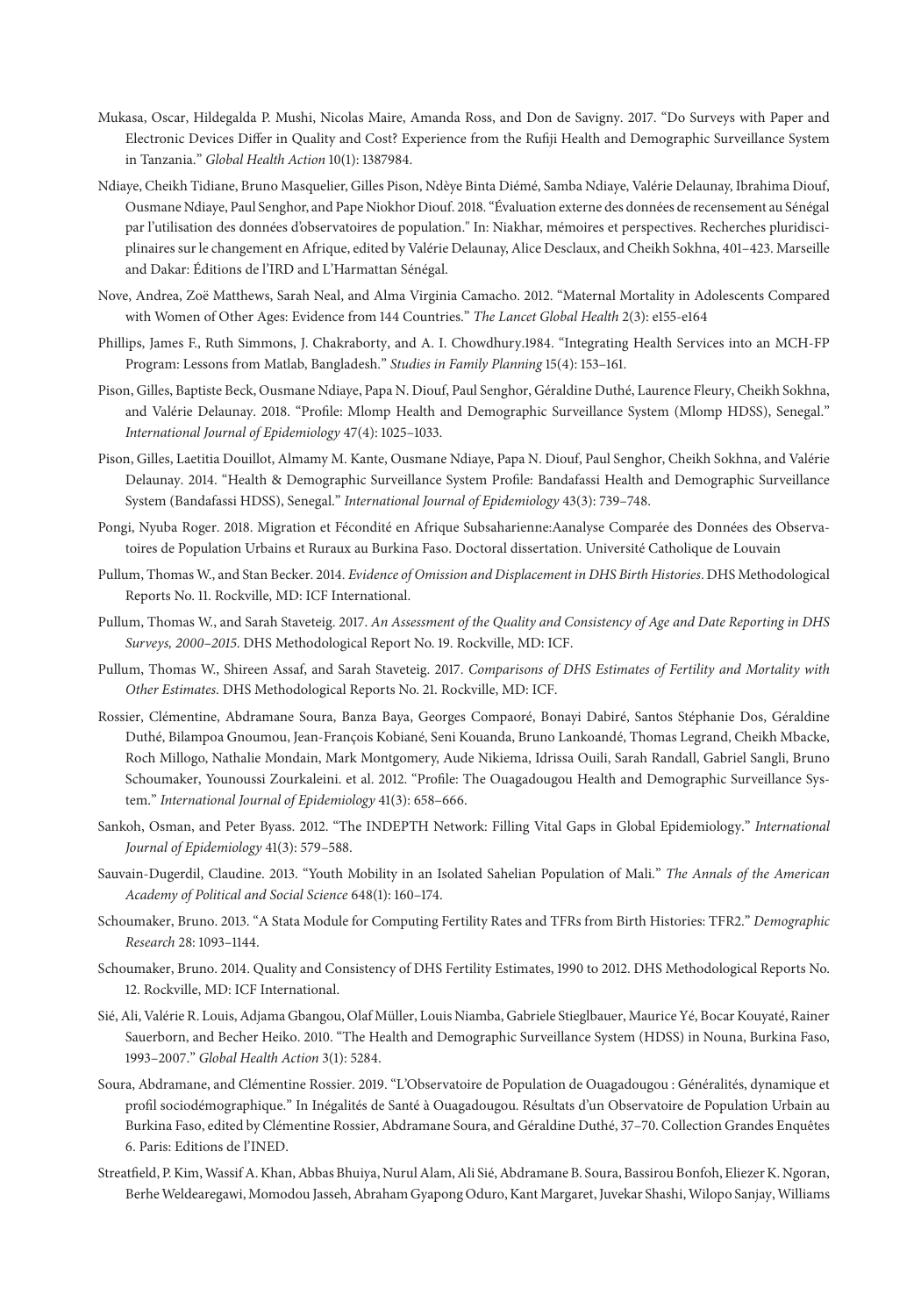Mukasa, Oscar, Hildegalda P. Mushi, Nicolas Maire, Amanda Ross, and Don de Savigny. 2017. "Do Surveys with Paper and Electronic Devices Differ in Quality and Cost? Experience from the Rufiji Health and Demographic Surveillance System in Tanzania." *Global Health Action* 10(1): 1387984.

Ndiaye, Cheikh Tidiane, Bruno Masquelier, Gilles Pison, Ndèye Binta Diémé, Samba Ndiaye, Valérie Delaunay, Ibrahima Diouf, Ousmane Ndiaye, Paul Senghor, and Pape Niokhor Diouf. 2018. "Évaluation externe des données de recensement au Sénégal par l'utilisation des données d'observatoires de population." In: Niakhar, mémoires et perspectives. Recherches pluridisciplinaires sur le changement en Afrique, edited by Valérie Delaunay, Alice Desclaux, and Cheikh Sokhna, 401–423. Marseille and Dakar: Éditions de l'IRD and L'Harmattan Sénégal.

Nove, Andrea, Zoë Matthews, Sarah Neal, and Alma Virginia Camacho. 2012. "Maternal Mortality in Adolescents Compared with Women of Other Ages: Evidence from 144 Countries." *The Lancet Global Health* 2(3): e155-e164

Phillips, James F., Ruth Simmons, J. Chakraborty, and A. I. Chowdhury.1984. "Integrating Health Services into an MCH-FP Program: Lessons from Matlab, Bangladesh." *Studies in Family Planning* 15(4): 153–161.

Pison, Gilles, Baptiste Beck, Ousmane Ndiaye, Papa N. Diouf, Paul Senghor, Géraldine Duthé, Laurence Fleury, Cheikh Sokhna, and Valérie Delaunay. 2018. "Profile: Mlomp Health and Demographic Surveillance System (Mlomp HDSS), Senegal." *International Journal of Epidemiology* 47(4): 1025–1033.

Pison, Gilles, Laetitia Douillot, Almamy M. Kante, Ousmane Ndiaye, Papa N. Diouf, Paul Senghor, Cheikh Sokhna, and Valérie Delaunay. 2014. "Health & Demographic Surveillance System Profile: Bandafassi Health and Demographic Surveillance System (Bandafassi HDSS), Senegal." *International Journal of Epidemiology* 43(3): 739–748.

Pongi, Nyuba Roger. 2018. Migration et Fécondité en Afrique Subsaharienne:Aanalyse Comparée des Données des Observatoires de Population Urbains et Ruraux au Burkina Faso. Doctoral dissertation. Université Catholique de Louvain

Pullum, Thomas W., and Stan Becker. 2014. *Evidence of Omission and Displacement in DHS Birth Histories*. DHS Methodological Reports No. 11. Rockville, MD: ICF International.

Pullum, Thomas W., and Sarah Staveteig. 2017. *An Assessment of the Quality and Consistency of Age and Date Reporting in DHS Surveys, 2000–2015*. DHS Methodological Report No. 19. Rockville, MD: ICF.

Pullum, Thomas W., Shireen Assaf, and Sarah Staveteig. 2017. *Comparisons of DHS Estimates of Fertility and Mortality with Other Estimates*. DHS Methodological Reports No. 21. Rockville, MD: ICF.

Rossier, Clémentine, Abdramane Soura, Banza Baya, Georges Compaoré, Bonayi Dabiré, Santos Stéphanie Dos, Géraldine Duthé, Bilampoa Gnoumou, Jean-François Kobiané, Seni Kouanda, Bruno Lankoandé, Thomas Legrand, Cheikh Mbacke, Roch Millogo, Nathalie Mondain, Mark Montgomery, Aude Nikiema, Idrissa Ouili, Sarah Randall, Gabriel Sangli, Bruno Schoumaker, Younoussi Zourkaleini. et al. 2012. "Profile: The Ouagadougou Health and Demographic Surveillance System." *International Journal of Epidemiology* 41(3): 658–666.

Sankoh, Osman, and Peter Byass. 2012. "The INDEPTH Network: Filling Vital Gaps in Global Epidemiology." *International Journal of Epidemiology* 41(3): 579–588.

Sauvain-Dugerdil, Claudine. 2013. "Youth Mobility in an Isolated Sahelian Population of Mali." *The Annals of the American Academy of Political and Social Science* 648(1): 160–174.

Schoumaker, Bruno. 2013. "A Stata Module for Computing Fertility Rates and TFRs from Birth Histories: TFR2." *Demographic Research* 28: 1093–1144.

Schoumaker, Bruno. 2014. Quality and Consistency of DHS Fertility Estimates, 1990 to 2012. DHS Methodological Reports No. 12. Rockville, MD: ICF International.

Sié, Ali, Valérie R. Louis, Adjama Gbangou, Olaf Müller, Louis Niamba, Gabriele Stieglbauer, Maurice Yé, Bocar Kouyaté, Rainer Sauerborn, and Becher Heiko. 2010. "The Health and Demographic Surveillance System (HDSS) in Nouna, Burkina Faso, 1993–2007." *Global Health Action* 3(1): 5284.

Soura, Abdramane, and Clémentine Rossier. 2019. "L'Observatoire de Population de Ouagadougou : Généralités, dynamique et profil sociodémographique." In Inégalités de Santé à Ouagadougou. Résultats d'un Observatoire de Population Urbain au Burkina Faso, edited by Clémentine Rossier, Abdramane Soura, and Géraldine Duthé, 37–70. Collection Grandes Enquêtes 6. Paris: Editions de l'INED.

Streatfield, P. Kim, Wassif A. Khan, Abbas Bhuiya, Nurul Alam, Ali Sié, Abdramane B. Soura, Bassirou Bonfoh, Eliezer K. Ngoran, Berhe Weldearegawi, Momodou Jasseh, Abraham Gyapong Oduro, Kant Margaret, Juvekar Shashi, Wilopo Sanjay, Williams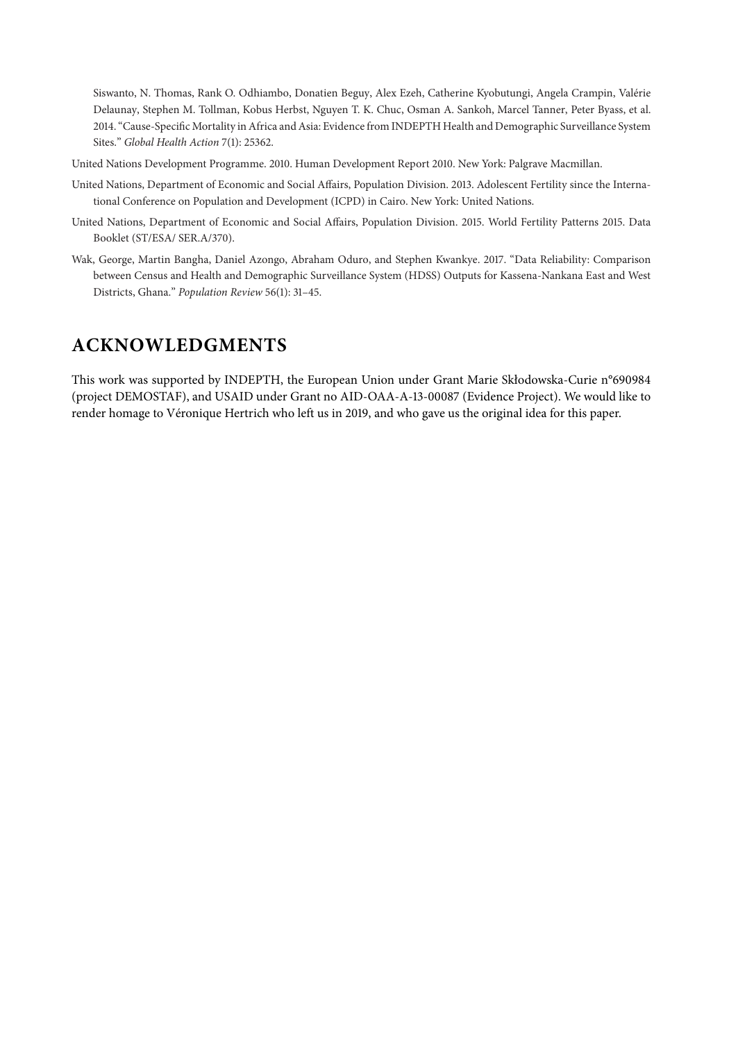Siswanto, N. Thomas, Rank O. Odhiambo, Donatien Beguy, Alex Ezeh, Catherine Kyobutungi, Angela Crampin, Valérie Delaunay, Stephen M. Tollman, Kobus Herbst, Nguyen T. K. Chuc, Osman A. Sankoh, Marcel Tanner, Peter Byass, et al. 2014. "Cause-Specific Mortality in Africa and Asia: Evidence from INDEPTH Health and Demographic Surveillance System Sites." *Global Health Action* 7(1): 25362.

United Nations Development Programme. 2010. Human Development Report 2010. New York: Palgrave Macmillan.

United Nations, Department of Economic and Social Affairs, Population Division. 2013. Adolescent Fertility since the International Conference on Population and Development (ICPD) in Cairo. New York: United Nations.

United Nations, Department of Economic and Social Affairs, Population Division. 2015. World Fertility Patterns 2015. Data Booklet (ST/ESA/ SER.A/370).

Wak, George, Martin Bangha, Daniel Azongo, Abraham Oduro, and Stephen Kwankye. 2017. "Data Reliability: Comparison between Census and Health and Demographic Surveillance System (HDSS) Outputs for Kassena-Nankana East and West Districts, Ghana." *Population Review* 56(1): 31–45.

## ACKNOWLEDGMENTS

This work was supported by INDEPTH, the European Union under Grant Marie Skłodowska-Curie n°690984 (project DEMOSTAF), and USAID under Grant no AID-OAA-A-13-00087 (Evidence Project). We would like to render homage to Véronique Hertrich who left us in 2019, and who gave us the original idea for this paper.